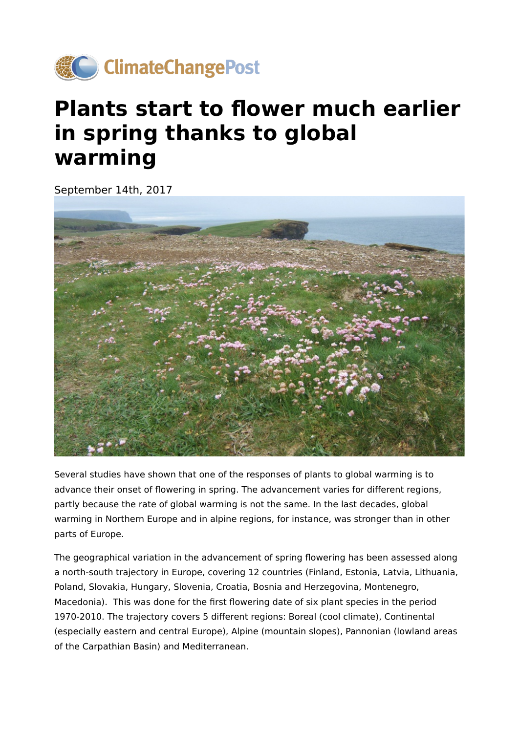ClimateChangePost

# Plants start to flower much earlier in spring thanks to global warming

September 14th, 2017

Several studies have shown that one of the responses of plants to global warming is to advance their onset of flowering in spring. The advancement varies for different regions, partly because the rate of global warming is not the same. In the last decades, global warming in Northern Europe and in alpine regions, for instance, was stronger than in other parts of Europe.

The geographical variation in the advancement of spring flowering has been assessed along a north-south trajectory in Europe, covering 12 countries (Finland, Estonia, Latvia, Lithuania, Poland, Slovakia, Hungary, Slovenia, Croatia, Bosnia and Herzegovina, Montenegro, Macedonia). This was done for the first flowering date of six plant species in the period 1970-2010. The trajectory covers 5 different regions: Boreal (cool climate), Continental (especially eastern and central Europe), Alpine (mountain slopes), Pannonian (lowland areas of the Carpathian Basin) and Mediterranean.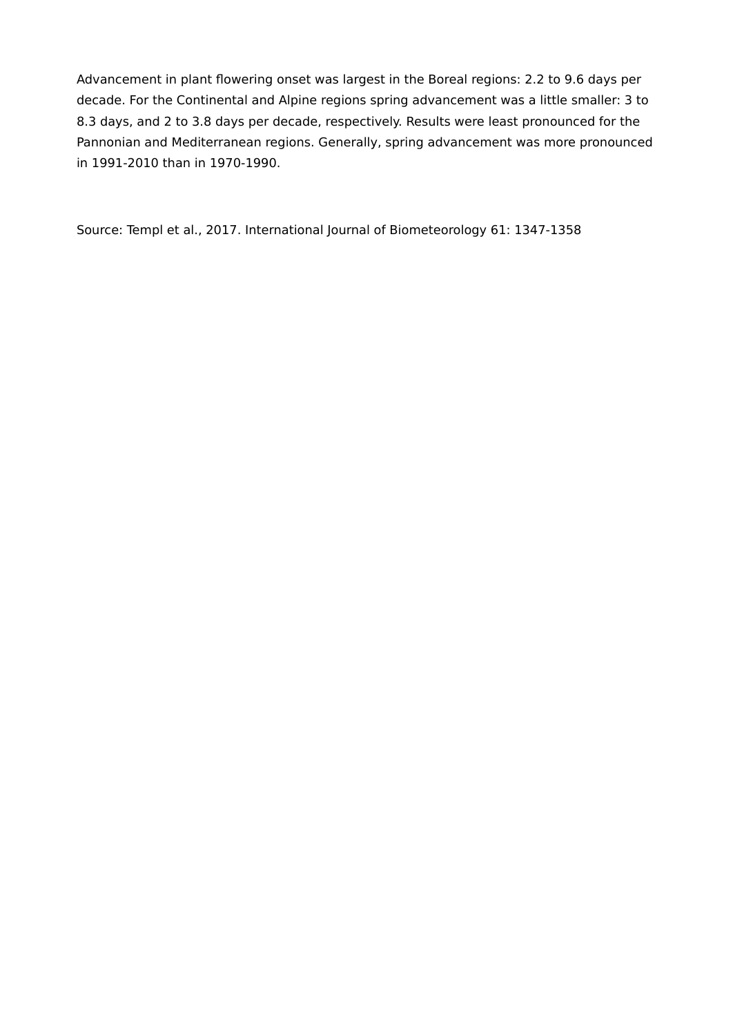Advancement in plant flowering onset was largest in the Boreal regions: 2.2 to 9.6 days per decade. For the Continental and Alpine regions spring advancement was a little smaller: 3 to 8.3 days, and 2 to 3.8 days per decade, respectively. Results were least pronounced for the Pannonian and Mediterranean regions. Generally, spring advancement was more pronounced in 1991-2010 than in 1970-1990.

Source: Templ et al., 2017. International Journal of Biometeorology 61: 1347-1358